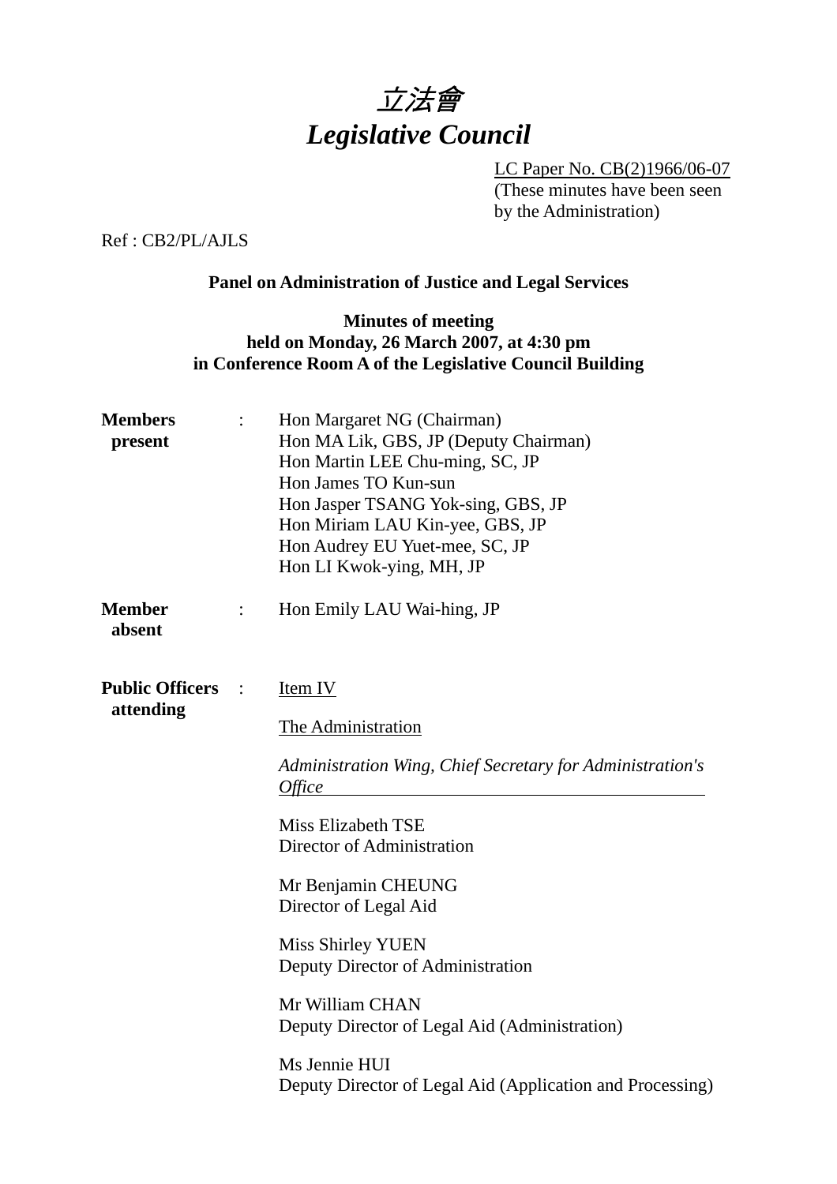# *立法會*
# *Legislative Council*

LC Paper No. CB(2)1966/06-07
(These minutes have been seen by the Administration)

Ref : CB2/PL/AJLS

## Panel on Administration of Justice and Legal Services

### Minutes of meeting
### held on Monday, 26 March 2007, at 4:30 pm
### in Conference Room A of the Legislative Council Building

**Members present** :

Hon Margaret NG (Chairman)
Hon MA Lik, GBS, JP (Deputy Chairman)
Hon Martin LEE Chu-ming, SC, JP
Hon James TO Kun-sun
Hon Jasper TSANG Yok-sing, GBS, JP
Hon Miriam LAU Kin-yee, GBS, JP
Hon Audrey EU Yuet-mee, SC, JP
Hon LI Kwok-ying, MH, JP

**Member absent** :

Hon Emily LAU Wai-hing, JP

**Public Officers attending** :

Item IV

The Administration

*Administration Wing, Chief Secretary for Administration's Office*

Miss Elizabeth TSE
Director of Administration

Mr Benjamin CHEUNG
Director of Legal Aid

Miss Shirley YUEN
Deputy Director of Administration

Mr William CHAN
Deputy Director of Legal Aid (Administration)

Ms Jennie HUI
Deputy Director of Legal Aid (Application and Processing)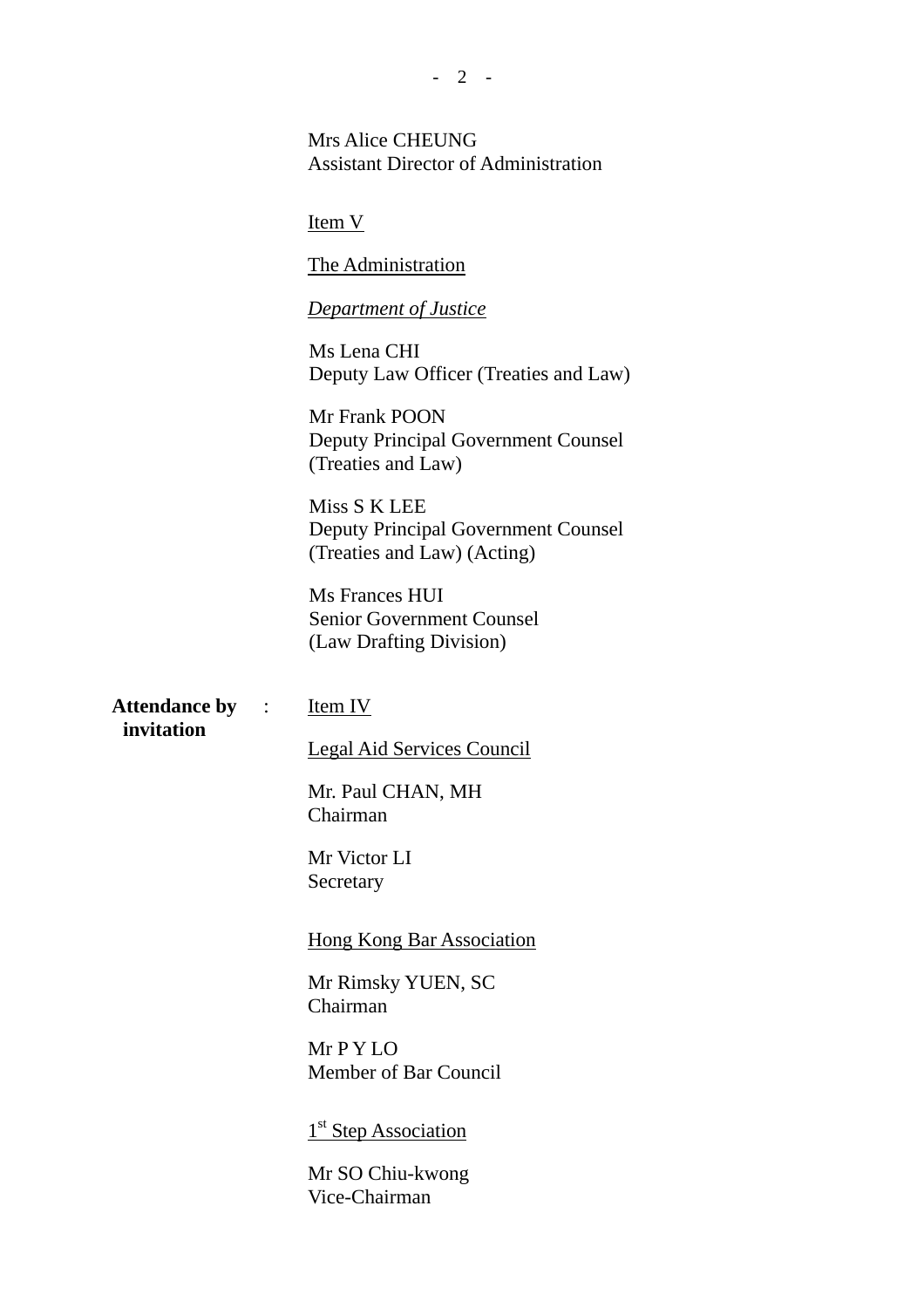Mrs Alice CHEUNG
Assistant Director of Administration

Item V

The Administration

*Department of Justice*

Ms Lena CHI
Deputy Law Officer (Treaties and Law)

Mr Frank POON
Deputy Principal Government Counsel
(Treaties and Law)

Miss S K LEE
Deputy Principal Government Counsel
(Treaties and Law) (Acting)

Ms Frances HUI
Senior Government Counsel
(Law Drafting Division)

**Attendance by invitation** :

Item IV

Legal Aid Services Council

Mr. Paul CHAN, MH
Chairman

Mr Victor LI
Secretary

Hong Kong Bar Association

Mr Rimsky YUEN, SC
Chairman

Mr P Y LO
Member of Bar Council

1st Step Association

Mr SO Chiu-kwong
Vice-Chairman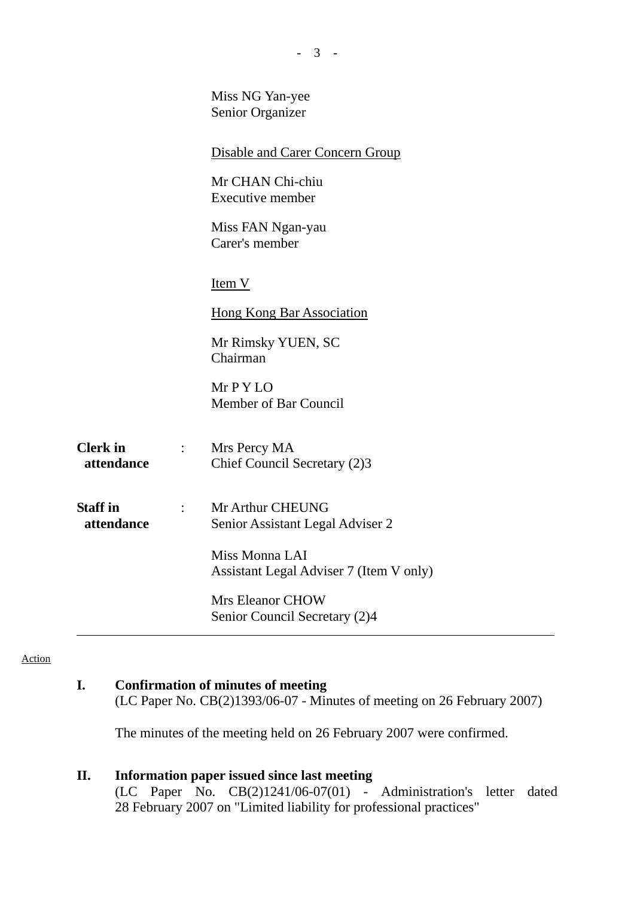Miss NG Yan-yee
Senior Organizer

Disable and Carer Concern Group

Mr CHAN Chi-chiu
Executive member

Miss FAN Ngan-yau
Carer's member

Item V

Hong Kong Bar Association

Mr Rimsky YUEN, SC
Chairman

Mr P Y LO
Member of Bar Council

**Clerk in attendance** : Mrs Percy MA
Chief Council Secretary (2)3

**Staff in attendance** : Mr Arthur CHEUNG
Senior Assistant Legal Adviser 2

Miss Monna LAI
Assistant Legal Adviser 7 (Item V only)

Mrs Eleanor CHOW
Senior Council Secretary (2)4

---

Action

**I. Confirmation of minutes of meeting**
(LC Paper No. CB(2)1393/06-07 - Minutes of meeting on 26 February 2007)

The minutes of the meeting held on 26 February 2007 were confirmed.

**II. Information paper issued since last meeting**
(LC Paper No. CB(2)1241/06-07(01) - Administration's letter dated 28 February 2007 on "Limited liability for professional practices"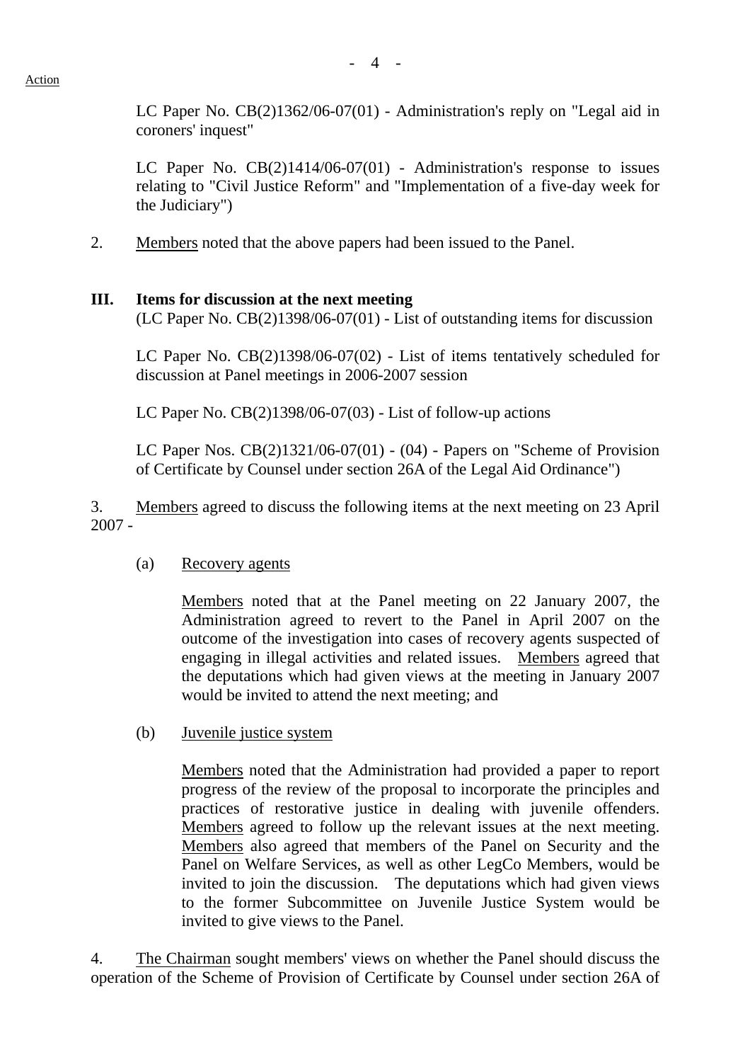Action

LC Paper No. CB(2)1362/06-07(01) - Administration's reply on "Legal aid in coroners' inquest"

LC Paper No. CB(2)1414/06-07(01) - Administration's response to issues relating to "Civil Justice Reform" and "Implementation of a five-day week for the Judiciary")

2. Members noted that the above papers had been issued to the Panel.

**III. Items for discussion at the next meeting**

(LC Paper No. CB(2)1398/06-07(01) - List of outstanding items for discussion

LC Paper No. CB(2)1398/06-07(02) - List of items tentatively scheduled for discussion at Panel meetings in 2006-2007 session

LC Paper No. CB(2)1398/06-07(03) - List of follow-up actions

LC Paper Nos. CB(2)1321/06-07(01) - (04) - Papers on "Scheme of Provision of Certificate by Counsel under section 26A of the Legal Aid Ordinance")

3. Members agreed to discuss the following items at the next meeting on 23 April 2007 -

(a) Recovery agents

Members noted that at the Panel meeting on 22 January 2007, the Administration agreed to revert to the Panel in April 2007 on the outcome of the investigation into cases of recovery agents suspected of engaging in illegal activities and related issues. Members agreed that the deputations which had given views at the meeting in January 2007 would be invited to attend the next meeting; and

(b) Juvenile justice system

Members noted that the Administration had provided a paper to report progress of the review of the proposal to incorporate the principles and practices of restorative justice in dealing with juvenile offenders. Members agreed to follow up the relevant issues at the next meeting. Members also agreed that members of the Panel on Security and the Panel on Welfare Services, as well as other LegCo Members, would be invited to join the discussion. The deputations which had given views to the former Subcommittee on Juvenile Justice System would be invited to give views to the Panel.

4. The Chairman sought members' views on whether the Panel should discuss the operation of the Scheme of Provision of Certificate by Counsel under section 26A of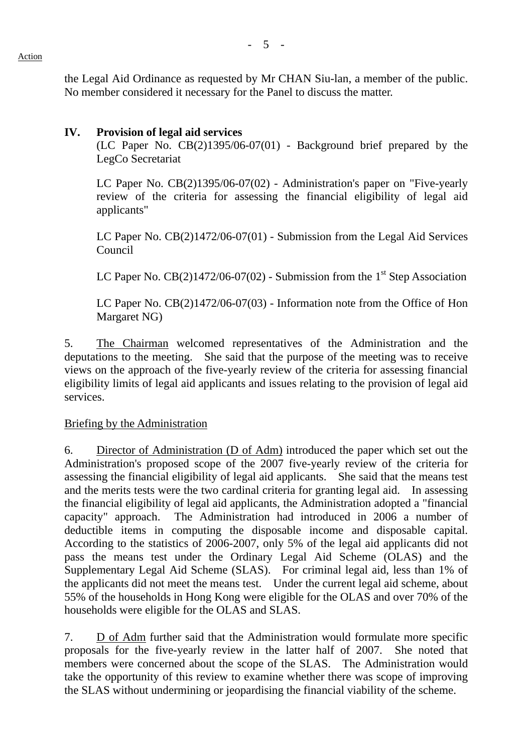the Legal Aid Ordinance as requested by Mr CHAN Siu-lan, a member of the public. No member considered it necessary for the Panel to discuss the matter.

## IV. Provision of legal aid services

(LC Paper No. CB(2)1395/06-07(01) - Background brief prepared by the LegCo Secretariat

LC Paper No. CB(2)1395/06-07(02) - Administration's paper on "Five-yearly review of the criteria for assessing the financial eligibility of legal aid applicants"

LC Paper No. CB(2)1472/06-07(01) - Submission from the Legal Aid Services Council

LC Paper No. CB(2)1472/06-07(02) - Submission from the 1st Step Association

LC Paper No. CB(2)1472/06-07(03) - Information note from the Office of Hon Margaret NG)

5. The Chairman welcomed representatives of the Administration and the deputations to the meeting. She said that the purpose of the meeting was to receive views on the approach of the five-yearly review of the criteria for assessing financial eligibility limits of legal aid applicants and issues relating to the provision of legal aid services.

Briefing by the Administration

6. Director of Administration (D of Adm) introduced the paper which set out the Administration's proposed scope of the 2007 five-yearly review of the criteria for assessing the financial eligibility of legal aid applicants. She said that the means test and the merits tests were the two cardinal criteria for granting legal aid. In assessing the financial eligibility of legal aid applicants, the Administration adopted a "financial capacity" approach. The Administration had introduced in 2006 a number of deductible items in computing the disposable income and disposable capital. According to the statistics of 2006-2007, only 5% of the legal aid applicants did not pass the means test under the Ordinary Legal Aid Scheme (OLAS) and the Supplementary Legal Aid Scheme (SLAS). For criminal legal aid, less than 1% of the applicants did not meet the means test. Under the current legal aid scheme, about 55% of the households in Hong Kong were eligible for the OLAS and over 70% of the households were eligible for the OLAS and SLAS.

7. D of Adm further said that the Administration would formulate more specific proposals for the five-yearly review in the latter half of 2007. She noted that members were concerned about the scope of the SLAS. The Administration would take the opportunity of this review to examine whether there was scope of improving the SLAS without undermining or jeopardising the financial viability of the scheme.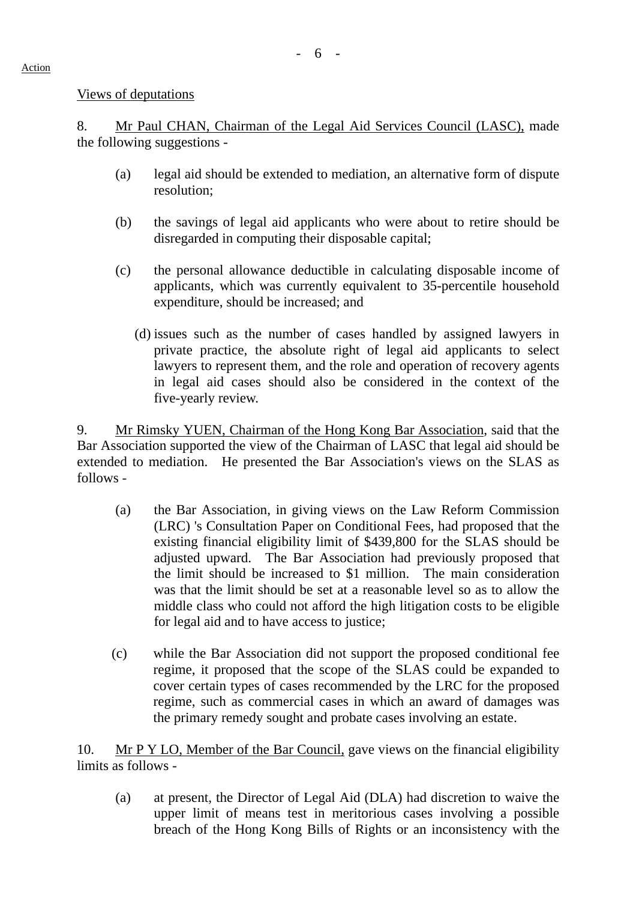Action

Views of deputations

8. Mr Paul CHAN, Chairman of the Legal Aid Services Council (LASC), made the following suggestions -

(a) legal aid should be extended to mediation, an alternative form of dispute resolution;

(b) the savings of legal aid applicants who were about to retire should be disregarded in computing their disposable capital;

(c) the personal allowance deductible in calculating disposable income of applicants, which was currently equivalent to 35-percentile household expenditure, should be increased; and

(d) issues such as the number of cases handled by assigned lawyers in private practice, the absolute right of legal aid applicants to select lawyers to represent them, and the role and operation of recovery agents in legal aid cases should also be considered in the context of the five-yearly review.

9. Mr Rimsky YUEN, Chairman of the Hong Kong Bar Association, said that the Bar Association supported the view of the Chairman of LASC that legal aid should be extended to mediation. He presented the Bar Association's views on the SLAS as follows -

(a) the Bar Association, in giving views on the Law Reform Commission (LRC) 's Consultation Paper on Conditional Fees, had proposed that the existing financial eligibility limit of $439,800 for the SLAS should be adjusted upward. The Bar Association had previously proposed that the limit should be increased to $1 million. The main consideration was that the limit should be set at a reasonable level so as to allow the middle class who could not afford the high litigation costs to be eligible for legal aid and to have access to justice;

(c) while the Bar Association did not support the proposed conditional fee regime, it proposed that the scope of the SLAS could be expanded to cover certain types of cases recommended by the LRC for the proposed regime, such as commercial cases in which an award of damages was the primary remedy sought and probate cases involving an estate.

10. Mr P Y LO, Member of the Bar Council, gave views on the financial eligibility limits as follows -

(a) at present, the Director of Legal Aid (DLA) had discretion to waive the upper limit of means test in meritorious cases involving a possible breach of the Hong Kong Bills of Rights or an inconsistency with the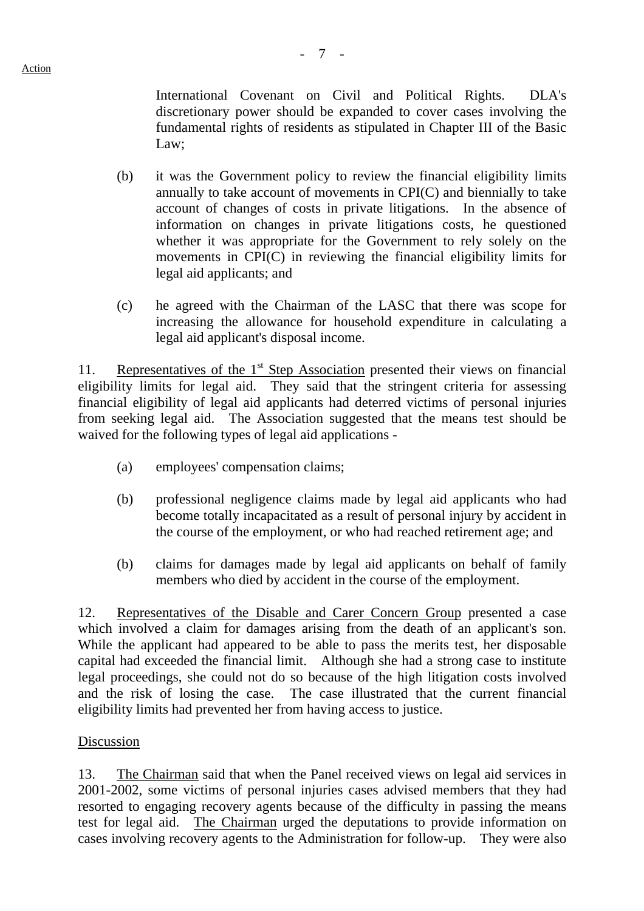International Covenant on Civil and Political Rights. DLA's discretionary power should be expanded to cover cases involving the fundamental rights of residents as stipulated in Chapter III of the Basic Law;

(b) it was the Government policy to review the financial eligibility limits annually to take account of movements in CPI(C) and biennially to take account of changes of costs in private litigations. In the absence of information on changes in private litigations costs, he questioned whether it was appropriate for the Government to rely solely on the movements in CPI(C) in reviewing the financial eligibility limits for legal aid applicants; and

(c) he agreed with the Chairman of the LASC that there was scope for increasing the allowance for household expenditure in calculating a legal aid applicant's disposal income.

11. Representatives of the 1st Step Association presented their views on financial eligibility limits for legal aid. They said that the stringent criteria for assessing financial eligibility of legal aid applicants had deterred victims of personal injuries from seeking legal aid. The Association suggested that the means test should be waived for the following types of legal aid applications -

(a) employees' compensation claims;

(b) professional negligence claims made by legal aid applicants who had become totally incapacitated as a result of personal injury by accident in the course of the employment, or who had reached retirement age; and

(b) claims for damages made by legal aid applicants on behalf of family members who died by accident in the course of the employment.

12. Representatives of the Disable and Carer Concern Group presented a case which involved a claim for damages arising from the death of an applicant's son. While the applicant had appeared to be able to pass the merits test, her disposable capital had exceeded the financial limit. Although she had a strong case to institute legal proceedings, she could not do so because of the high litigation costs involved and the risk of losing the case. The case illustrated that the current financial eligibility limits had prevented her from having access to justice.

Discussion

13. The Chairman said that when the Panel received views on legal aid services in 2001-2002, some victims of personal injuries cases advised members that they had resorted to engaging recovery agents because of the difficulty in passing the means test for legal aid. The Chairman urged the deputations to provide information on cases involving recovery agents to the Administration for follow-up. They were also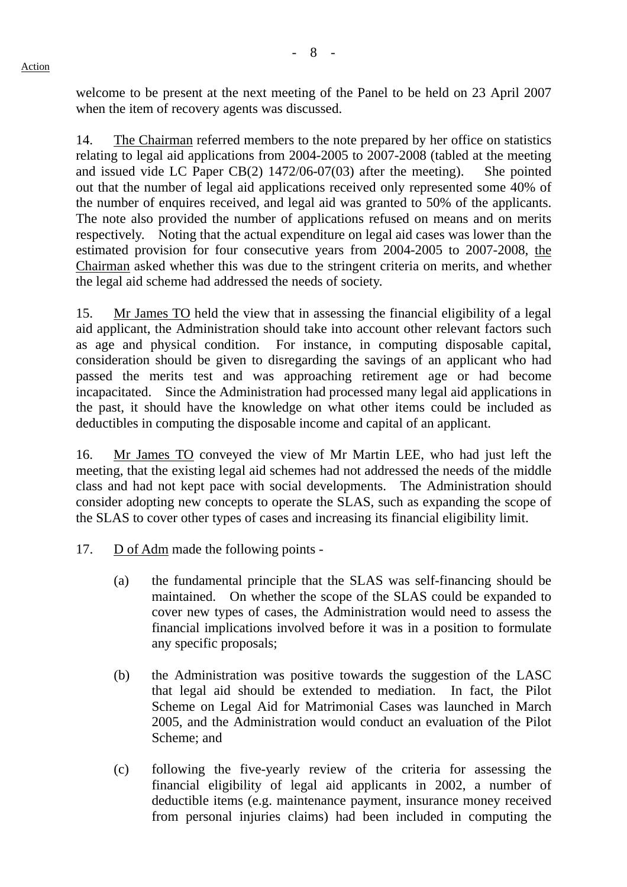welcome to be present at the next meeting of the Panel to be held on 23 April 2007 when the item of recovery agents was discussed.

14. The Chairman referred members to the note prepared by her office on statistics relating to legal aid applications from 2004-2005 to 2007-2008 (tabled at the meeting and issued vide LC Paper CB(2) 1472/06-07(03) after the meeting). She pointed out that the number of legal aid applications received only represented some 40% of the number of enquires received, and legal aid was granted to 50% of the applicants. The note also provided the number of applications refused on means and on merits respectively. Noting that the actual expenditure on legal aid cases was lower than the estimated provision for four consecutive years from 2004-2005 to 2007-2008, the Chairman asked whether this was due to the stringent criteria on merits, and whether the legal aid scheme had addressed the needs of society.

15. Mr James TO held the view that in assessing the financial eligibility of a legal aid applicant, the Administration should take into account other relevant factors such as age and physical condition. For instance, in computing disposable capital, consideration should be given to disregarding the savings of an applicant who had passed the merits test and was approaching retirement age or had become incapacitated. Since the Administration had processed many legal aid applications in the past, it should have the knowledge on what other items could be included as deductibles in computing the disposable income and capital of an applicant.

16. Mr James TO conveyed the view of Mr Martin LEE, who had just left the meeting, that the existing legal aid schemes had not addressed the needs of the middle class and had not kept pace with social developments. The Administration should consider adopting new concepts to operate the SLAS, such as expanding the scope of the SLAS to cover other types of cases and increasing its financial eligibility limit.

17. D of Adm made the following points -

(a) the fundamental principle that the SLAS was self-financing should be maintained. On whether the scope of the SLAS could be expanded to cover new types of cases, the Administration would need to assess the financial implications involved before it was in a position to formulate any specific proposals;

(b) the Administration was positive towards the suggestion of the LASC that legal aid should be extended to mediation. In fact, the Pilot Scheme on Legal Aid for Matrimonial Cases was launched in March 2005, and the Administration would conduct an evaluation of the Pilot Scheme; and

(c) following the five-yearly review of the criteria for assessing the financial eligibility of legal aid applicants in 2002, a number of deductible items (e.g. maintenance payment, insurance money received from personal injuries claims) had been included in computing the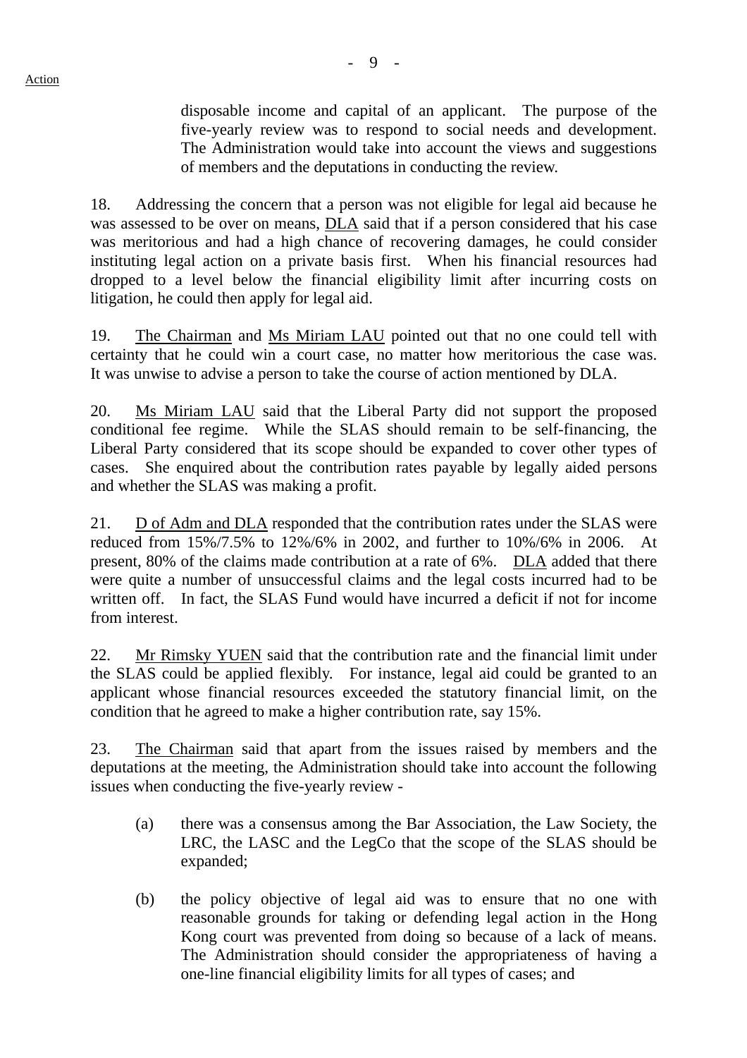Action

disposable income and capital of an applicant. The purpose of the five-yearly review was to respond to social needs and development. The Administration would take into account the views and suggestions of members and the deputations in conducting the review.

18. Addressing the concern that a person was not eligible for legal aid because he was assessed to be over on means, DLA said that if a person considered that his case was meritorious and had a high chance of recovering damages, he could consider instituting legal action on a private basis first. When his financial resources had dropped to a level below the financial eligibility limit after incurring costs on litigation, he could then apply for legal aid.

19. The Chairman and Ms Miriam LAU pointed out that no one could tell with certainty that he could win a court case, no matter how meritorious the case was. It was unwise to advise a person to take the course of action mentioned by DLA.

20. Ms Miriam LAU said that the Liberal Party did not support the proposed conditional fee regime. While the SLAS should remain to be self-financing, the Liberal Party considered that its scope should be expanded to cover other types of cases. She enquired about the contribution rates payable by legally aided persons and whether the SLAS was making a profit.

21. D of Adm and DLA responded that the contribution rates under the SLAS were reduced from 15%/7.5% to 12%/6% in 2002, and further to 10%/6% in 2006. At present, 80% of the claims made contribution at a rate of 6%. DLA added that there were quite a number of unsuccessful claims and the legal costs incurred had to be written off. In fact, the SLAS Fund would have incurred a deficit if not for income from interest.

22. Mr Rimsky YUEN said that the contribution rate and the financial limit under the SLAS could be applied flexibly. For instance, legal aid could be granted to an applicant whose financial resources exceeded the statutory financial limit, on the condition that he agreed to make a higher contribution rate, say 15%.

23. The Chairman said that apart from the issues raised by members and the deputations at the meeting, the Administration should take into account the following issues when conducting the five-yearly review -

(a) there was a consensus among the Bar Association, the Law Society, the LRC, the LASC and the LegCo that the scope of the SLAS should be expanded;

(b) the policy objective of legal aid was to ensure that no one with reasonable grounds for taking or defending legal action in the Hong Kong court was prevented from doing so because of a lack of means. The Administration should consider the appropriateness of having a one-line financial eligibility limits for all types of cases; and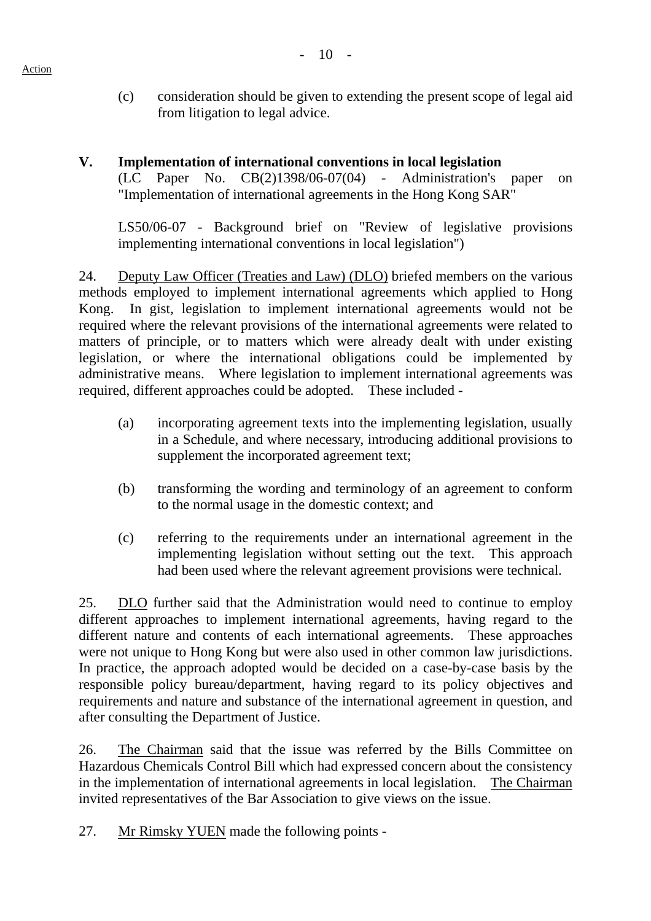(c) consideration should be given to extending the present scope of legal aid from litigation to legal advice.

## V. Implementation of international conventions in local legislation

(LC Paper No. CB(2)1398/06-07(04) - Administration's paper on "Implementation of international agreements in the Hong Kong SAR"

LS50/06-07 - Background brief on "Review of legislative provisions implementing international conventions in local legislation")

24. Deputy Law Officer (Treaties and Law) (DLO) briefed members on the various methods employed to implement international agreements which applied to Hong Kong. In gist, legislation to implement international agreements would not be required where the relevant provisions of the international agreements were related to matters of principle, or to matters which were already dealt with under existing legislation, or where the international obligations could be implemented by administrative means. Where legislation to implement international agreements was required, different approaches could be adopted. These included -

(a) incorporating agreement texts into the implementing legislation, usually in a Schedule, and where necessary, introducing additional provisions to supplement the incorporated agreement text;

(b) transforming the wording and terminology of an agreement to conform to the normal usage in the domestic context; and

(c) referring to the requirements under an international agreement in the implementing legislation without setting out the text. This approach had been used where the relevant agreement provisions were technical.

25. DLO further said that the Administration would need to continue to employ different approaches to implement international agreements, having regard to the different nature and contents of each international agreements. These approaches were not unique to Hong Kong but were also used in other common law jurisdictions. In practice, the approach adopted would be decided on a case-by-case basis by the responsible policy bureau/department, having regard to its policy objectives and requirements and nature and substance of the international agreement in question, and after consulting the Department of Justice.

26. The Chairman said that the issue was referred by the Bills Committee on Hazardous Chemicals Control Bill which had expressed concern about the consistency in the implementation of international agreements in local legislation. The Chairman invited representatives of the Bar Association to give views on the issue.

27. Mr Rimsky YUEN made the following points -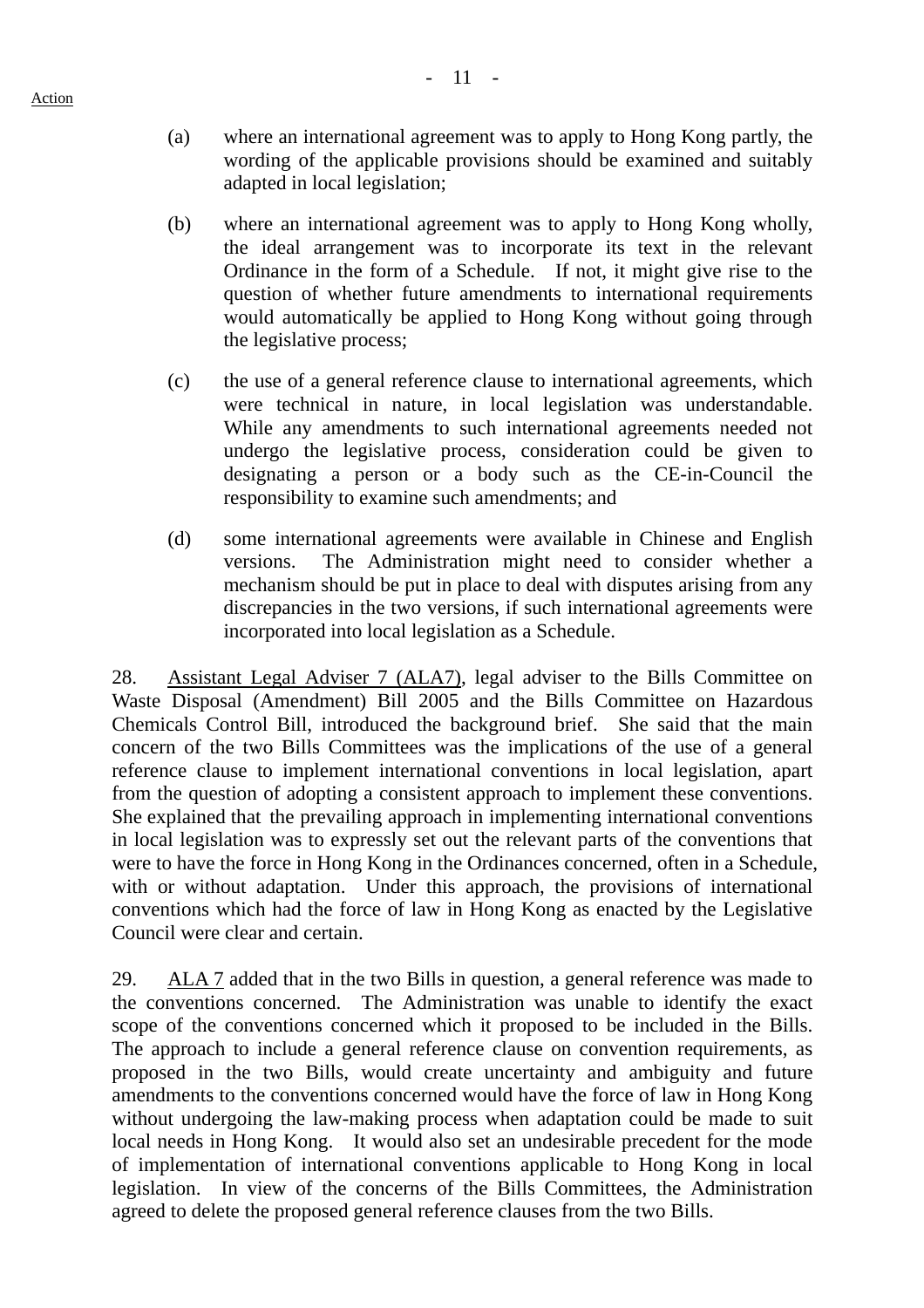Action

(a) where an international agreement was to apply to Hong Kong partly, the wording of the applicable provisions should be examined and suitably adapted in local legislation;

(b) where an international agreement was to apply to Hong Kong wholly, the ideal arrangement was to incorporate its text in the relevant Ordinance in the form of a Schedule. If not, it might give rise to the question of whether future amendments to international requirements would automatically be applied to Hong Kong without going through the legislative process;

(c) the use of a general reference clause to international agreements, which were technical in nature, in local legislation was understandable. While any amendments to such international agreements needed not undergo the legislative process, consideration could be given to designating a person or a body such as the CE-in-Council the responsibility to examine such amendments; and

(d) some international agreements were available in Chinese and English versions. The Administration might need to consider whether a mechanism should be put in place to deal with disputes arising from any discrepancies in the two versions, if such international agreements were incorporated into local legislation as a Schedule.

28. Assistant Legal Adviser 7 (ALA7), legal adviser to the Bills Committee on Waste Disposal (Amendment) Bill 2005 and the Bills Committee on Hazardous Chemicals Control Bill, introduced the background brief. She said that the main concern of the two Bills Committees was the implications of the use of a general reference clause to implement international conventions in local legislation, apart from the question of adopting a consistent approach to implement these conventions. She explained that the prevailing approach in implementing international conventions in local legislation was to expressly set out the relevant parts of the conventions that were to have the force in Hong Kong in the Ordinances concerned, often in a Schedule, with or without adaptation. Under this approach, the provisions of international conventions which had the force of law in Hong Kong as enacted by the Legislative Council were clear and certain.

29. ALA 7 added that in the two Bills in question, a general reference was made to the conventions concerned. The Administration was unable to identify the exact scope of the conventions concerned which it proposed to be included in the Bills. The approach to include a general reference clause on convention requirements, as proposed in the two Bills, would create uncertainty and ambiguity and future amendments to the conventions concerned would have the force of law in Hong Kong without undergoing the law-making process when adaptation could be made to suit local needs in Hong Kong. It would also set an undesirable precedent for the mode of implementation of international conventions applicable to Hong Kong in local legislation. In view of the concerns of the Bills Committees, the Administration agreed to delete the proposed general reference clauses from the two Bills.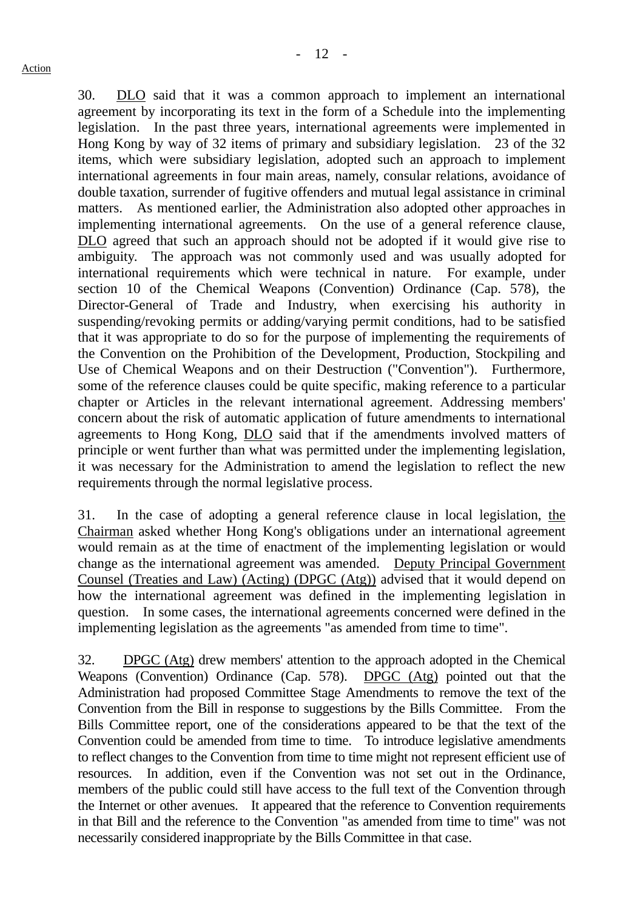Action

30. DLO said that it was a common approach to implement an international agreement by incorporating its text in the form of a Schedule into the implementing legislation. In the past three years, international agreements were implemented in Hong Kong by way of 32 items of primary and subsidiary legislation. 23 of the 32 items, which were subsidiary legislation, adopted such an approach to implement international agreements in four main areas, namely, consular relations, avoidance of double taxation, surrender of fugitive offenders and mutual legal assistance in criminal matters. As mentioned earlier, the Administration also adopted other approaches in implementing international agreements. On the use of a general reference clause, DLO agreed that such an approach should not be adopted if it would give rise to ambiguity. The approach was not commonly used and was usually adopted for international requirements which were technical in nature. For example, under section 10 of the Chemical Weapons (Convention) Ordinance (Cap. 578), the Director-General of Trade and Industry, when exercising his authority in suspending/revoking permits or adding/varying permit conditions, had to be satisfied that it was appropriate to do so for the purpose of implementing the requirements of the Convention on the Prohibition of the Development, Production, Stockpiling and Use of Chemical Weapons and on their Destruction ("Convention"). Furthermore, some of the reference clauses could be quite specific, making reference to a particular chapter or Articles in the relevant international agreement. Addressing members' concern about the risk of automatic application of future amendments to international agreements to Hong Kong, DLO said that if the amendments involved matters of principle or went further than what was permitted under the implementing legislation, it was necessary for the Administration to amend the legislation to reflect the new requirements through the normal legislative process.

31. In the case of adopting a general reference clause in local legislation, the Chairman asked whether Hong Kong's obligations under an international agreement would remain as at the time of enactment of the implementing legislation or would change as the international agreement was amended. Deputy Principal Government Counsel (Treaties and Law) (Acting) (DPGC (Atg)) advised that it would depend on how the international agreement was defined in the implementing legislation in question. In some cases, the international agreements concerned were defined in the implementing legislation as the agreements "as amended from time to time".

32. DPGC (Atg) drew members' attention to the approach adopted in the Chemical Weapons (Convention) Ordinance (Cap. 578). DPGC (Atg) pointed out that the Administration had proposed Committee Stage Amendments to remove the text of the Convention from the Bill in response to suggestions by the Bills Committee. From the Bills Committee report, one of the considerations appeared to be that the text of the Convention could be amended from time to time. To introduce legislative amendments to reflect changes to the Convention from time to time might not represent efficient use of resources. In addition, even if the Convention was not set out in the Ordinance, members of the public could still have access to the full text of the Convention through the Internet or other avenues. It appeared that the reference to Convention requirements in that Bill and the reference to the Convention "as amended from time to time" was not necessarily considered inappropriate by the Bills Committee in that case.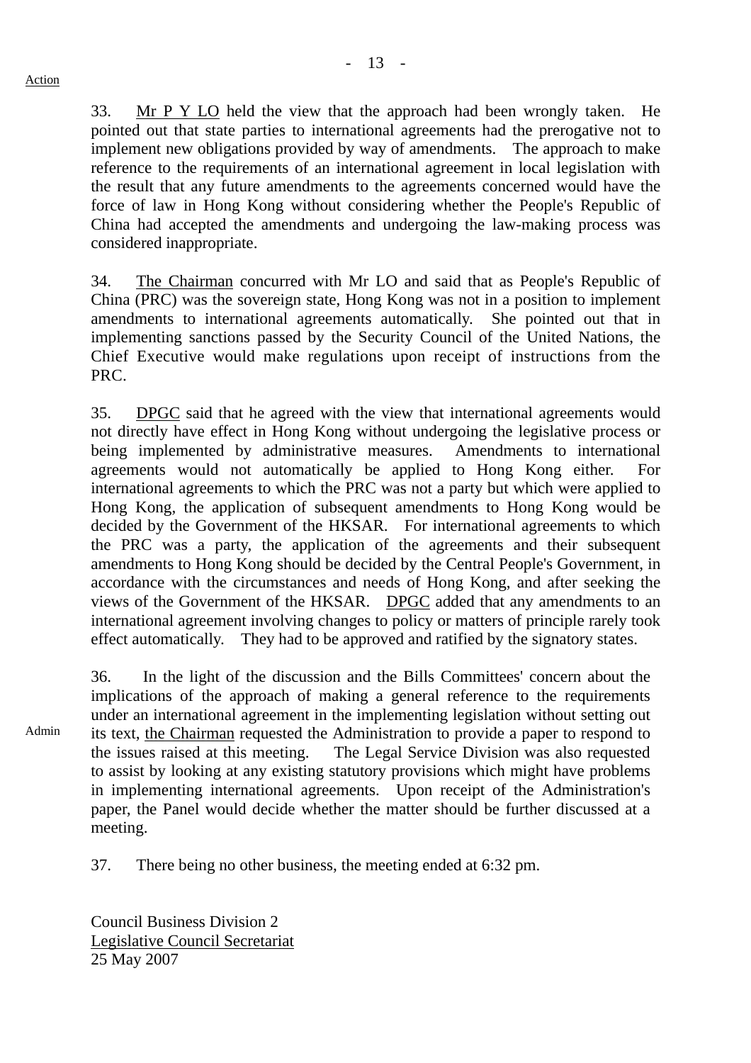Action

33. Mr P Y LO held the view that the approach had been wrongly taken. He pointed out that state parties to international agreements had the prerogative not to implement new obligations provided by way of amendments. The approach to make reference to the requirements of an international agreement in local legislation with the result that any future amendments to the agreements concerned would have the force of law in Hong Kong without considering whether the People's Republic of China had accepted the amendments and undergoing the law-making process was considered inappropriate.

34. The Chairman concurred with Mr LO and said that as People's Republic of China (PRC) was the sovereign state, Hong Kong was not in a position to implement amendments to international agreements automatically. She pointed out that in implementing sanctions passed by the Security Council of the United Nations, the Chief Executive would make regulations upon receipt of instructions from the PRC.

35. DPGC said that he agreed with the view that international agreements would not directly have effect in Hong Kong without undergoing the legislative process or being implemented by administrative measures. Amendments to international agreements would not automatically be applied to Hong Kong either. For international agreements to which the PRC was not a party but which were applied to Hong Kong, the application of subsequent amendments to Hong Kong would be decided by the Government of the HKSAR. For international agreements to which the PRC was a party, the application of the agreements and their subsequent amendments to Hong Kong should be decided by the Central People's Government, in accordance with the circumstances and needs of Hong Kong, and after seeking the views of the Government of the HKSAR. DPGC added that any amendments to an international agreement involving changes to policy or matters of principle rarely took effect automatically. They had to be approved and ratified by the signatory states.

Admin

36. In the light of the discussion and the Bills Committees' concern about the implications of the approach of making a general reference to the requirements under an international agreement in the implementing legislation without setting out its text, the Chairman requested the Administration to provide a paper to respond to the issues raised at this meeting. The Legal Service Division was also requested to assist by looking at any existing statutory provisions which might have problems in implementing international agreements. Upon receipt of the Administration's paper, the Panel would decide whether the matter should be further discussed at a meeting.

37. There being no other business, the meeting ended at 6:32 pm.

Council Business Division 2
Legislative Council Secretariat
25 May 2007